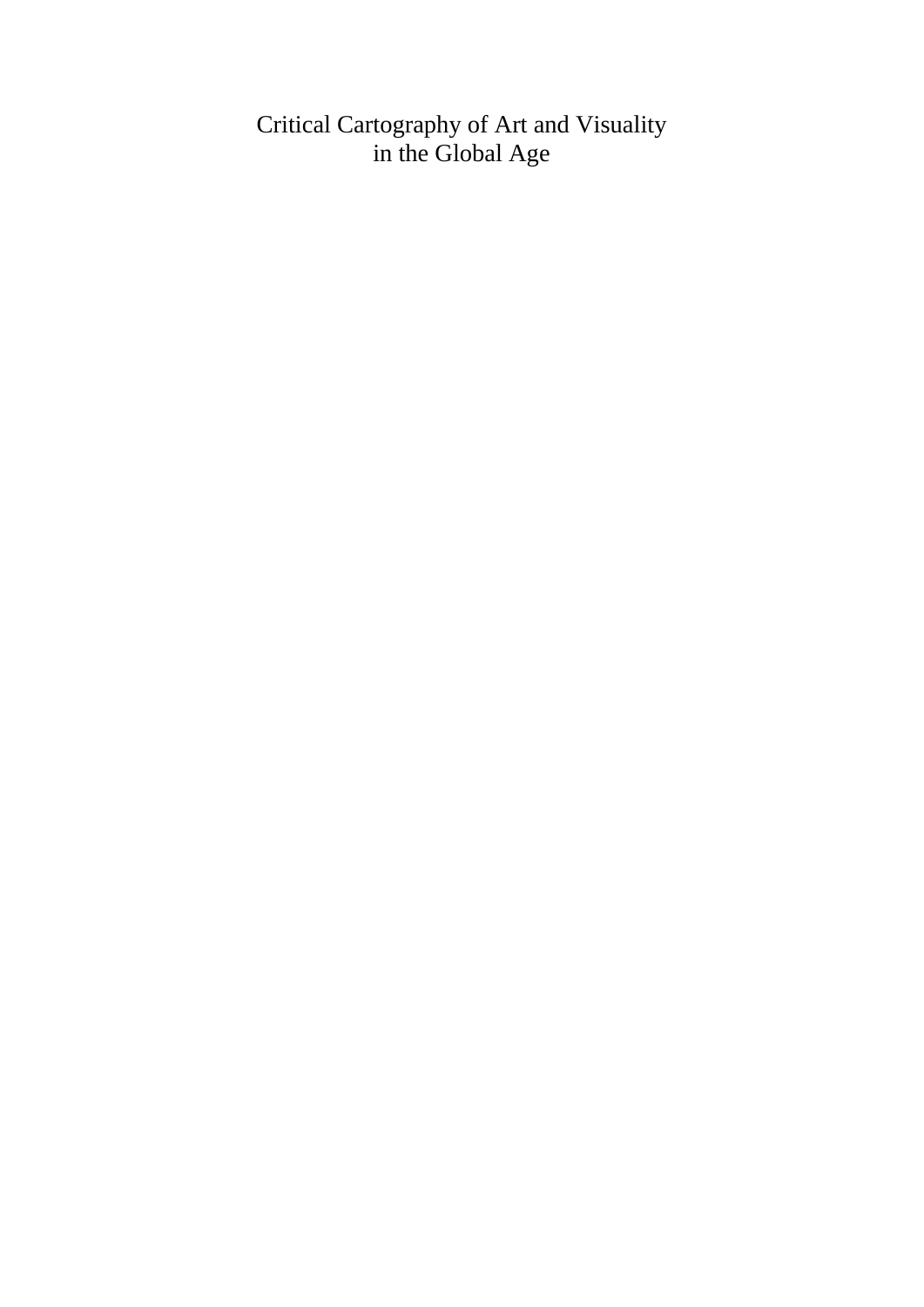# Critical Cartography of Art and Visuality in the Global Age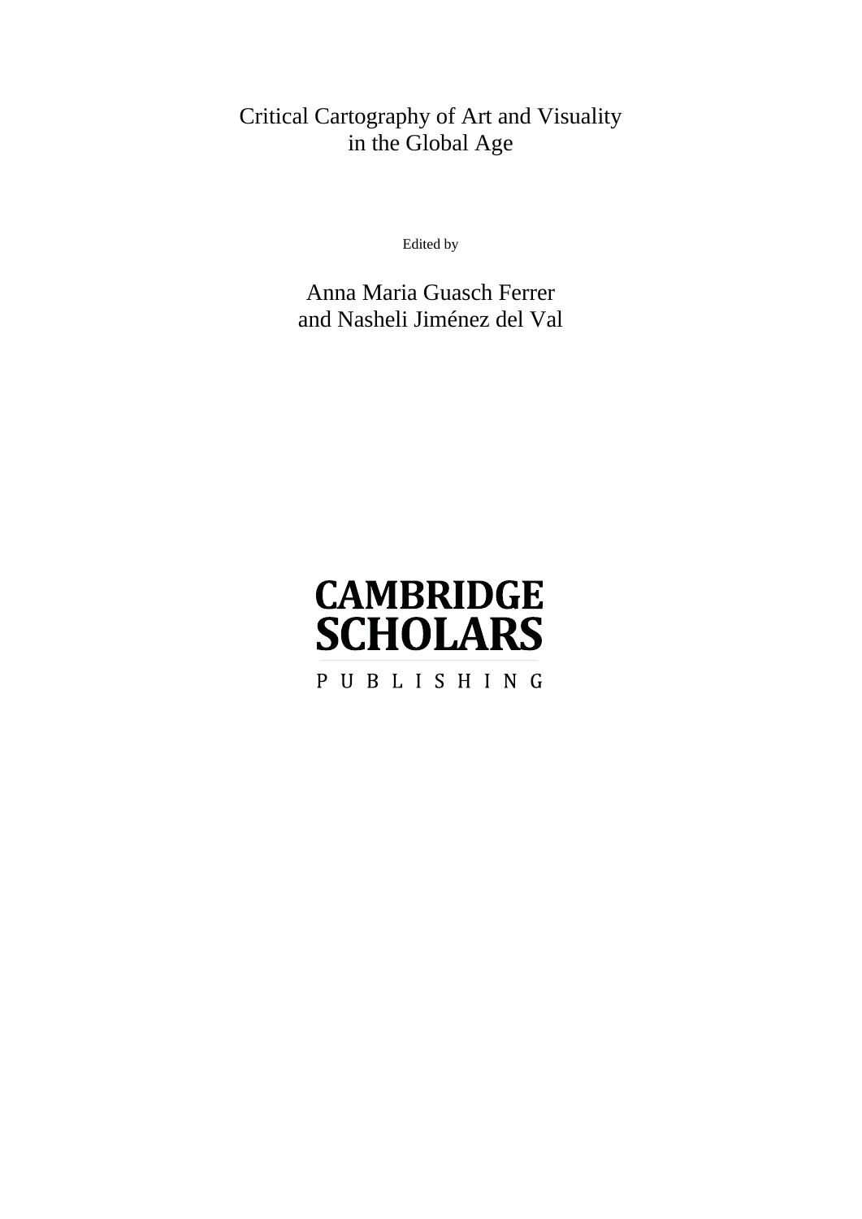# Critical Cartography of Art and Visuality in the Global Age

Edited by

Anna Maria Guasch Ferrer and Nasheli Jiménez del Val

CAMBRIDGE SCHOLARS

PUBLISHING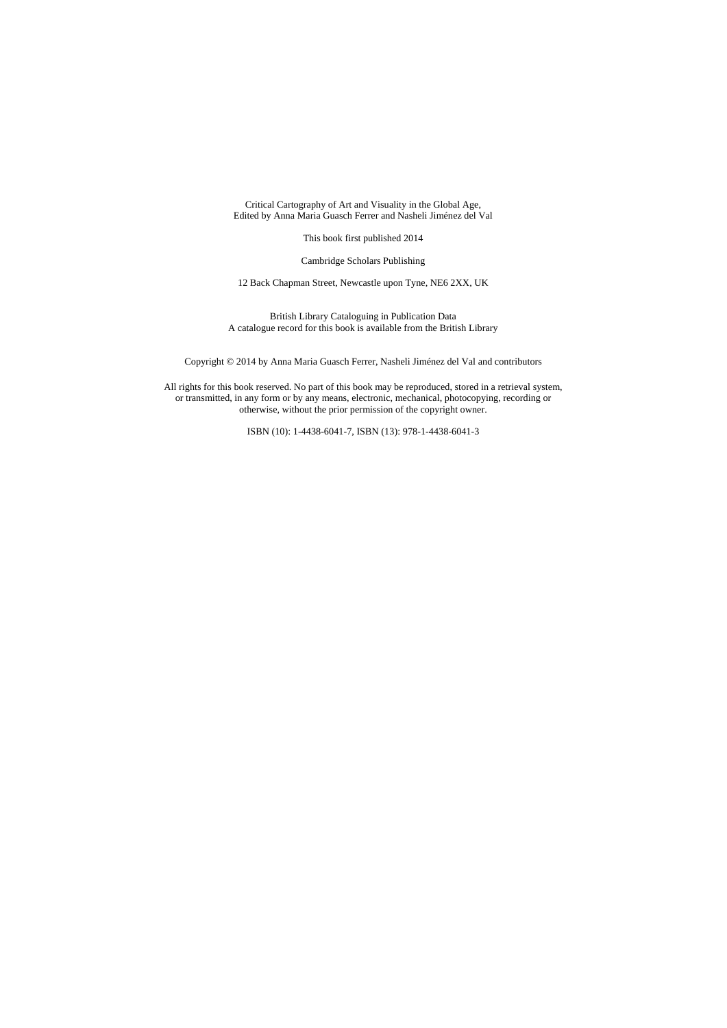Critical Cartography of Art and Visuality in the Global Age,
Edited by Anna Maria Guasch Ferrer and Nasheli Jiménez del Val

This book first published 2014

Cambridge Scholars Publishing

12 Back Chapman Street, Newcastle upon Tyne, NE6 2XX, UK

British Library Cataloguing in Publication Data
A catalogue record for this book is available from the British Library

Copyright © 2014 by Anna Maria Guasch Ferrer, Nasheli Jiménez del Val and contributors

All rights for this book reserved. No part of this book may be reproduced, stored in a retrieval system, or transmitted, in any form or by any means, electronic, mechanical, photocopying, recording or otherwise, without the prior permission of the copyright owner.

ISBN (10): 1-4438-6041-7, ISBN (13): 978-1-4438-6041-3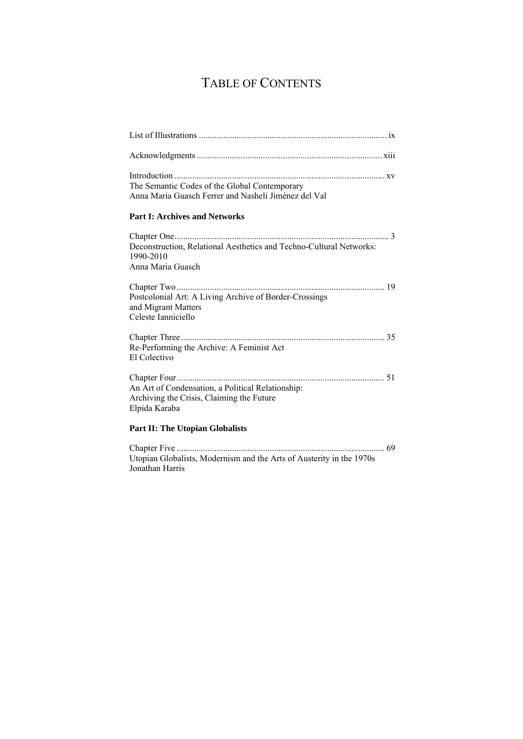# Table of Contents

List of Illustrations ........ ix

Acknowledgments ........ xiii

Introduction ........ xv
The Semantic Codes of the Global Contemporary
Anna Maria Guasch Ferrer and Nasheli Jiménez del Val

**Part I: Archives and Networks**

Chapter One ........ 3
Deconstruction, Relational Aesthetics and Techno-Cultural Networks: 1990-2010
Anna Maria Guasch

Chapter Two ........ 19
Postcolonial Art: A Living Archive of Border-Crossings and Migrant Matters
Celeste Ianniciello

Chapter Three ........ 35
Re-Performing the Archive: A Feminist Act
El Colectivo

Chapter Four ........ 51
An Art of Condensation, a Political Relationship: Archiving the Crisis, Claiming the Future
Elpida Karaba

**Part II: The Utopian Globalists**

Chapter Five ........ 69
Utopian Globalists, Modernism and the Arts of Austerity in the 1970s
Jonathan Harris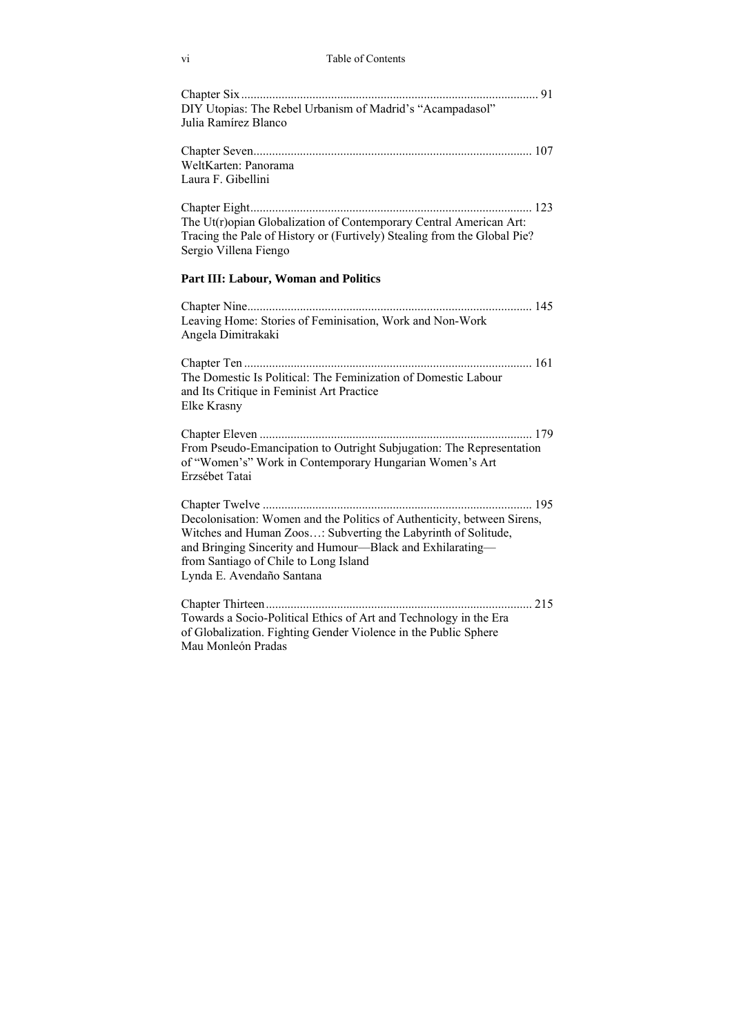Chapter Six ................................................................................................ 91
DIY Utopias: The Rebel Urbanism of Madrid's "Acampadasol"
Julia Ramírez Blanco

Chapter Seven......................................................................................... 107
WeltKarten: Panorama
Laura F. Gibellini

Chapter Eight.......................................................................................... 123
The Ut(r)opian Globalization of Contemporary Central American Art:
Tracing the Pale of History or (Furtively) Stealing from the Global Pie?
Sergio Villena Fiengo

**Part III: Labour, Woman and Politics**

Chapter Nine........................................................................................... 145
Leaving Home: Stories of Feminisation, Work and Non-Work
Angela Dimitrakaki

Chapter Ten ............................................................................................ 161
The Domestic Is Political: The Feminization of Domestic Labour
and Its Critique in Feminist Art Practice
Elke Krasny

Chapter Eleven ....................................................................................... 179
From Pseudo-Emancipation to Outright Subjugation: The Representation
of "Women's" Work in Contemporary Hungarian Women's Art
Erzsébet Tatai

Chapter Twelve ...................................................................................... 195
Decolonisation: Women and the Politics of Authenticity, between Sirens,
Witches and Human Zoos…: Subverting the Labyrinth of Solitude,
and Bringing Sincerity and Humour—Black and Exhilarating—
from Santiago of Chile to Long Island
Lynda E. Avendaño Santana

Chapter Thirteen..................................................................................... 215
Towards a Socio-Political Ethics of Art and Technology in the Era
of Globalization. Fighting Gender Violence in the Public Sphere
Mau Monleón Pradas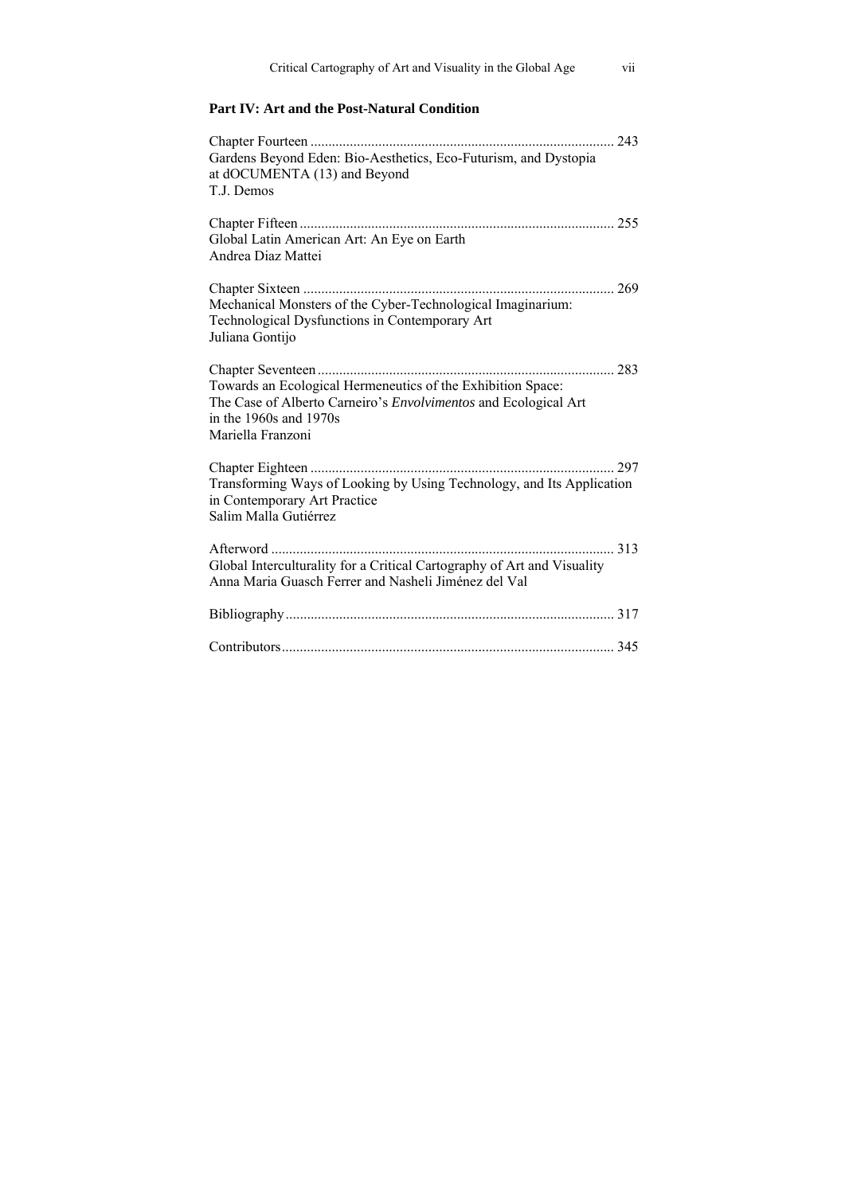**Part IV: Art and the Post-Natural Condition**

Chapter Fourteen .................................................................................... 243
Gardens Beyond Eden: Bio-Aesthetics, Eco-Futurism, and Dystopia at dOCUMENTA (13) and Beyond
T.J. Demos

Chapter Fifteen ....................................................................................... 255
Global Latin American Art: An Eye on Earth
Andrea Diaz Mattei

Chapter Sixteen ...................................................................................... 269
Mechanical Monsters of the Cyber-Technological Imaginarium: Technological Dysfunctions in Contemporary Art
Juliana Gontijo

Chapter Seventeen .................................................................................. 283
Towards an Ecological Hermeneutics of the Exhibition Space: The Case of Alberto Carneiro's *Envolvimentos* and Ecological Art in the 1960s and 1970s
Mariella Franzoni

Chapter Eighteen .................................................................................... 297
Transforming Ways of Looking by Using Technology, and Its Application in Contemporary Art Practice
Salim Malla Gutiérrez

Afterword ............................................................................................... 313
Global Interculturality for a Critical Cartography of Art and Visuality
Anna Maria Guasch Ferrer and Nasheli Jiménez del Val

Bibliography ........................................................................................... 317

Contributors ............................................................................................ 345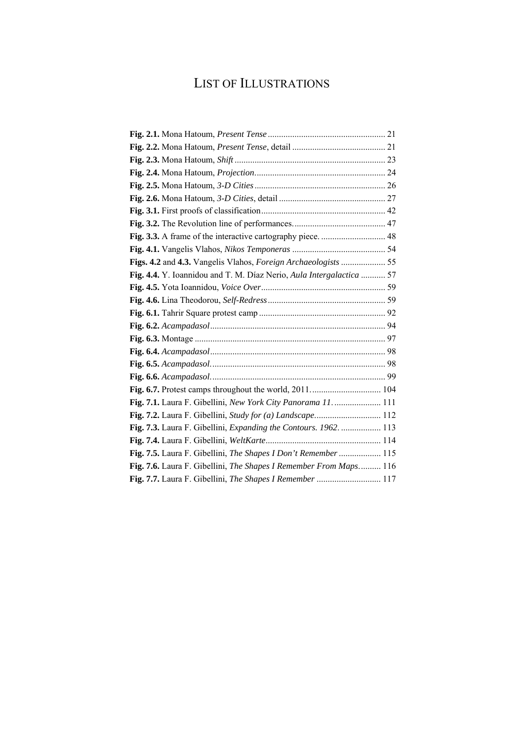# List of Illustrations

**Fig. 2.1.** Mona Hatoum, *Present Tense* ..................................................... 21
**Fig. 2.2.** Mona Hatoum, *Present Tense*, detail ........................................... 21
**Fig. 2.3.** Mona Hatoum, *Shift* ................................................................... 23
**Fig. 2.4.** Mona Hatoum, *Projection*........................................................... 24
**Fig. 2.5.** Mona Hatoum, *3-D Cities* ........................................................... 26
**Fig. 2.6.** Mona Hatoum, *3-D Cities*, detail ................................................ 27
**Fig. 3.1.** First proofs of classification........................................................ 42
**Fig. 3.2.** The Revolution line of performances.......................................... 47
**Fig. 3.3.** A frame of the interactive cartography piece. ............................. 48
**Fig. 4.1.** Vangelis Vlahos, *Nikos Temponeras* .......................................... 54
**Figs. 4.2** and **4.3.** Vangelis Vlahos, *Foreign Archaeologists* .................... 55
**Fig. 4.4.** Y. Ioannidou and T. M. Díaz Nerio, *Aula Intergalactica* ........... 57
**Fig. 4.5.** Yota Ioannidou, *Voice Over*........................................................ 59
**Fig. 4.6.** Lina Theodorou, *Self-Redress*..................................................... 59
**Fig. 6.1.** Tahrir Square protest camp ......................................................... 92
**Fig. 6.2.** *Acampadasol*.............................................................................. 94
**Fig. 6.3.** Montage ..................................................................................... 97
**Fig. 6.4.** *Acampadasol*.............................................................................. 98
**Fig. 6.5.** *Acampadasol*.............................................................................. 98
**Fig. 6.6.** *Acampadasol*.............................................................................. 99
**Fig. 6.7.** Protest camps throughout the world, 2011................................ 104
**Fig. 7.1.** Laura F. Gibellini, *New York City Panorama 11*. ..................... 111
**Fig. 7.2.** Laura F. Gibellini, *Study for (a) Landscape*............................. 112
**Fig. 7.3.** Laura F. Gibellini, *Expanding the Contours. 1962*. .................. 113
**Fig. 7.4.** Laura F. Gibellini, *WeltKarte*.................................................... 114
**Fig. 7.5.** Laura F. Gibellini, *The Shapes I Don't Remember* ................... 115
**Fig. 7.6.** Laura F. Gibellini, *The Shapes I Remember From Maps*.......... 116
**Fig. 7.7.** Laura F. Gibellini, *The Shapes I Remember* ............................ 117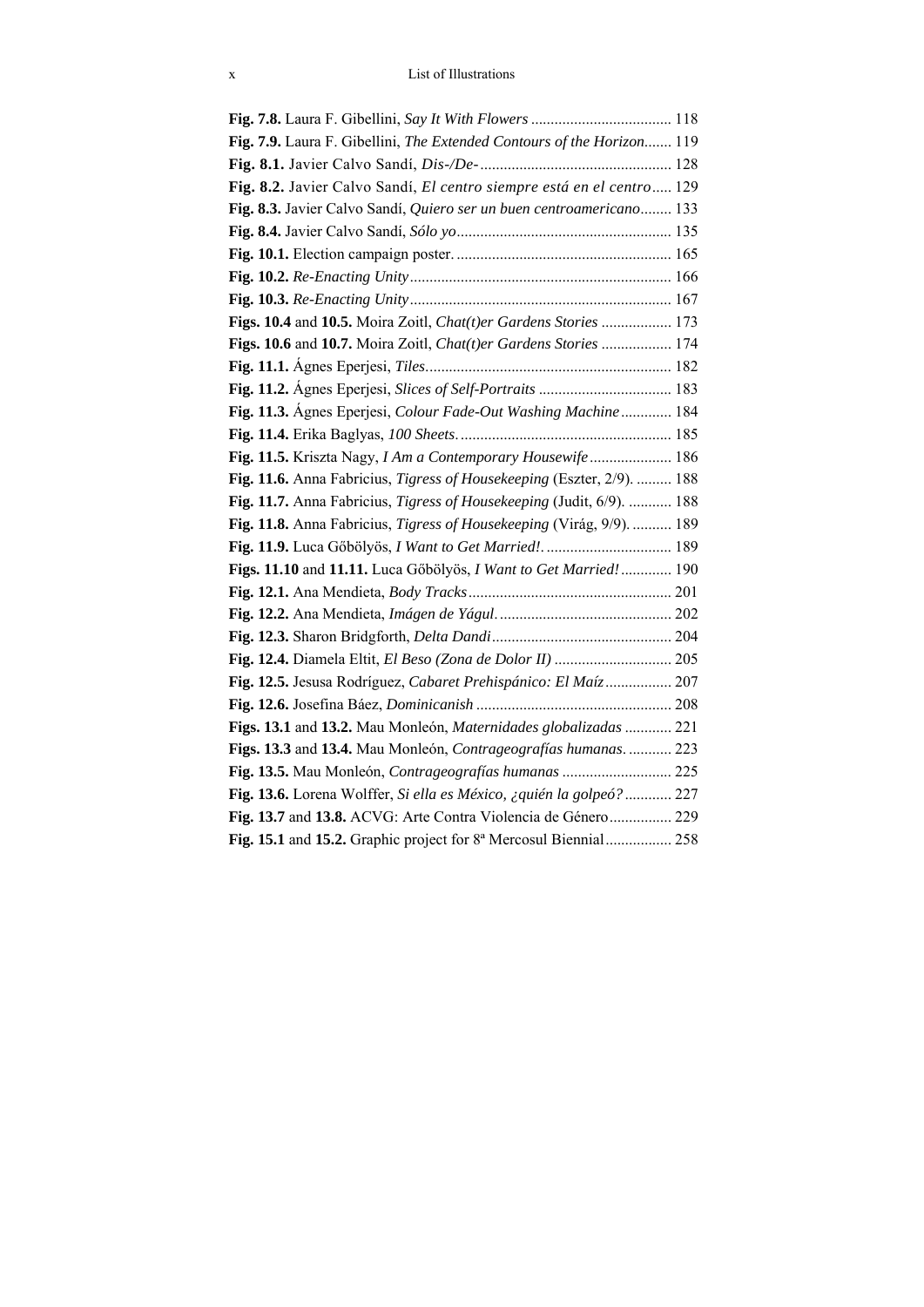**Fig. 7.8.** Laura F. Gibellini, *Say It With Flowers* .................................... 118
**Fig. 7.9.** Laura F. Gibellini, *The Extended Contours of the Horizon*....... 119
**Fig. 8.1.** Javier Calvo Sandí, *Dis-/De-* ................................................ 128
**Fig. 8.2.** Javier Calvo Sandí, *El centro siempre está en el centro*..... 129
**Fig. 8.3.** Javier Calvo Sandí, *Quiero ser un buen centroamericano*........ 133
**Fig. 8.4.** Javier Calvo Sandí, *Sólo yo*...................................................... 135
**Fig. 10.1.** Election campaign poster. ...................................................... 165
**Fig. 10.2.** *Re-Enacting Unity*.................................................................. 166
**Fig. 10.3.** *Re-Enacting Unity*.................................................................. 167
**Figs. 10.4** and **10.5.** Moira Zoitl, *Chat(t)er Gardens Stories* .................. 173
**Figs. 10.6** and **10.7.** Moira Zoitl, *Chat(t)er Gardens Stories* .................. 174
**Fig. 11.1.** Ágnes Eperjesi, *Tiles*.............................................................. 182
**Fig. 11.2.** Ágnes Eperjesi, *Slices of Self-Portraits* .................................. 183
**Fig. 11.3.** Ágnes Eperjesi, *Colour Fade-Out Washing Machine*............. 184
**Fig. 11.4.** Erika Baglyas, *100 Sheets*...................................................... 185
**Fig. 11.5.** Kriszta Nagy, *I Am a Contemporary Housewife*..................... 186
**Fig. 11.6.** Anna Fabricius, *Tigress of Housekeeping* (Eszter, 2/9). ......... 188
**Fig. 11.7.** Anna Fabricius, *Tigress of Housekeeping* (Judit, 6/9). ........... 188
**Fig. 11.8.** Anna Fabricius, *Tigress of Housekeeping* (Virág, 9/9). .......... 189
**Fig. 11.9.** Luca Gőbölyös, *I Want to Get Married!*. ................................ 189
**Figs. 11.10** and **11.11.** Luca Gőbölyös, *I Want to Get Married!*............. 190
**Fig. 12.1.** Ana Mendieta, *Body Tracks*.................................................... 201
**Fig. 12.2.** Ana Mendieta, *Imágen de Yágul*. ........................................... 202
**Fig. 12.3.** Sharon Bridgforth, *Delta Dandi*.............................................. 204
**Fig. 12.4.** Diamela Eltit, *El Beso (Zona de Dolor II)* .............................. 205
**Fig. 12.5.** Jesusa Rodríguez, *Cabaret Prehispánico: El Maíz*................. 207
**Fig. 12.6.** Josefina Báez, *Dominicanish* .................................................. 208
**Figs. 13.1** and **13.2.** Mau Monleón, *Maternidades globalizadas* ............ 221
**Figs. 13.3** and **13.4.** Mau Monleón, *Contrageografías humanas*. ........... 223
**Fig. 13.5.** Mau Monleón, *Contrageografías humanas* ............................ 225
**Fig. 13.6.** Lorena Wolffer, *Si ella es México, ¿quién la golpeó?*............ 227
**Fig. 13.7** and **13.8.** ACVG: Arte Contra Violencia de Género................ 229
**Fig. 15.1** and **15.2.** Graphic project for 8ª Mercosul Biennial................. 258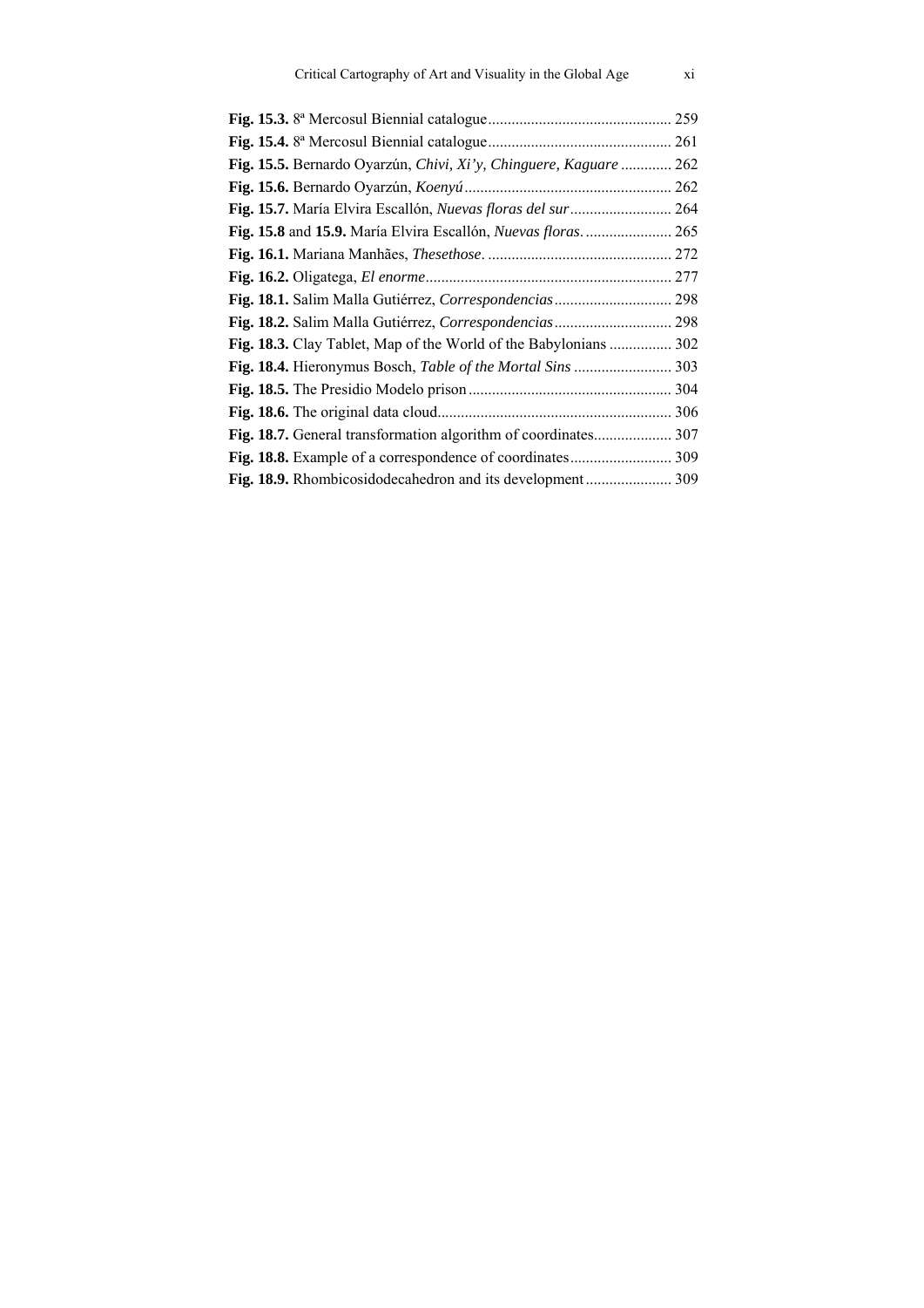**Fig. 15.3.** 8ª Mercosul Biennial catalogue ............................................... 259
**Fig. 15.4.** 8ª Mercosul Biennial catalogue ............................................... 261
**Fig. 15.5.** Bernardo Oyarzún, *Chivi, Xi'y, Chinguere, Kaguare* ............. 262
**Fig. 15.6.** Bernardo Oyarzún, *Koenyú* ..................................................... 262
**Fig. 15.7.** María Elvira Escallón, *Nuevas floras del sur* .......................... 264
**Fig. 15.8** and **15.9.** María Elvira Escallón, *Nuevas floras*. ...................... 265
**Fig. 16.1.** Mariana Manhães, *Thesethose*. ............................................... 272
**Fig. 16.2.** Oligatega, *El enorme* ............................................................... 277
**Fig. 18.1.** Salim Malla Gutiérrez, *Correspondencias* .............................. 298
**Fig. 18.2.** Salim Malla Gutiérrez, *Correspondencias* .............................. 298
**Fig. 18.3.** Clay Tablet, Map of the World of the Babylonians ................ 302
**Fig. 18.4.** Hieronymus Bosch, *Table of the Mortal Sins* ......................... 303
**Fig. 18.5.** The Presidio Modelo prison .................................................... 304
**Fig. 18.6.** The original data cloud ............................................................ 306
**Fig. 18.7.** General transformation algorithm of coordinates.................... 307
**Fig. 18.8.** Example of a correspondence of coordinates .......................... 309
**Fig. 18.9.** Rhombicosidodecahedron and its development ...................... 309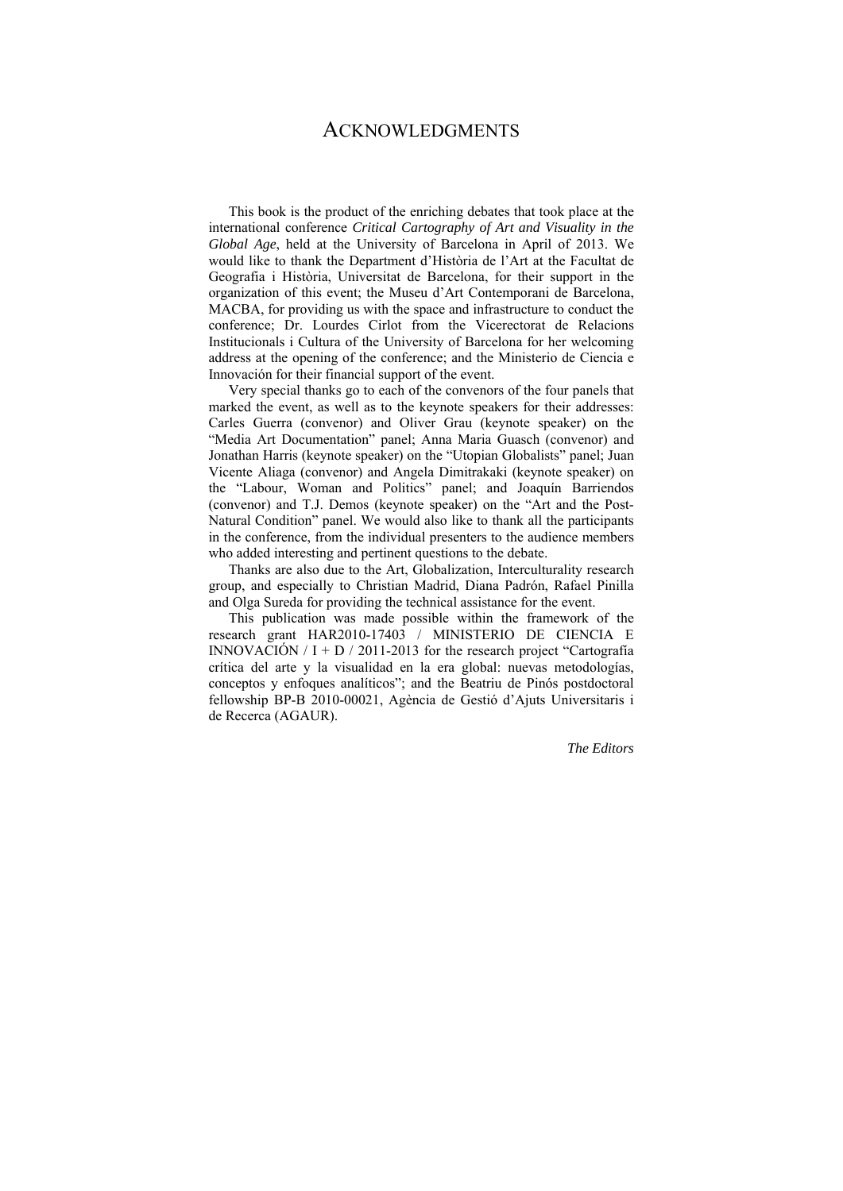# Acknowledgments

This book is the product of the enriching debates that took place at the international conference *Critical Cartography of Art and Visuality in the Global Age*, held at the University of Barcelona in April of 2013. We would like to thank the Department d'Història de l'Art at the Facultat de Geografia i Història, Universitat de Barcelona, for their support in the organization of this event; the Museu d'Art Contemporani de Barcelona, MACBA, for providing us with the space and infrastructure to conduct the conference; Dr. Lourdes Cirlot from the Vicerectorat de Relacions Institucionals i Cultura of the University of Barcelona for her welcoming address at the opening of the conference; and the Ministerio de Ciencia e Innovación for their financial support of the event.

Very special thanks go to each of the convenors of the four panels that marked the event, as well as to the keynote speakers for their addresses: Carles Guerra (convenor) and Oliver Grau (keynote speaker) on the "Media Art Documentation" panel; Anna Maria Guasch (convenor) and Jonathan Harris (keynote speaker) on the "Utopian Globalists" panel; Juan Vicente Aliaga (convenor) and Angela Dimitrakaki (keynote speaker) on the "Labour, Woman and Politics" panel; and Joaquín Barriendos (convenor) and T.J. Demos (keynote speaker) on the "Art and the Post-Natural Condition" panel. We would also like to thank all the participants in the conference, from the individual presenters to the audience members who added interesting and pertinent questions to the debate.

Thanks are also due to the Art, Globalization, Interculturality research group, and especially to Christian Madrid, Diana Padrón, Rafael Pinilla and Olga Sureda for providing the technical assistance for the event.

This publication was made possible within the framework of the research grant HAR2010-17403 / MINISTERIO DE CIENCIA E INNOVACIÓN / I + D / 2011-2013 for the research project "Cartografía crítica del arte y la visualidad en la era global: nuevas metodologías, conceptos y enfoques analíticos"; and the Beatriu de Pinós postdoctoral fellowship BP-B 2010-00021, Agència de Gestió d'Ajuts Universitaris i de Recerca (AGAUR).

*The Editors*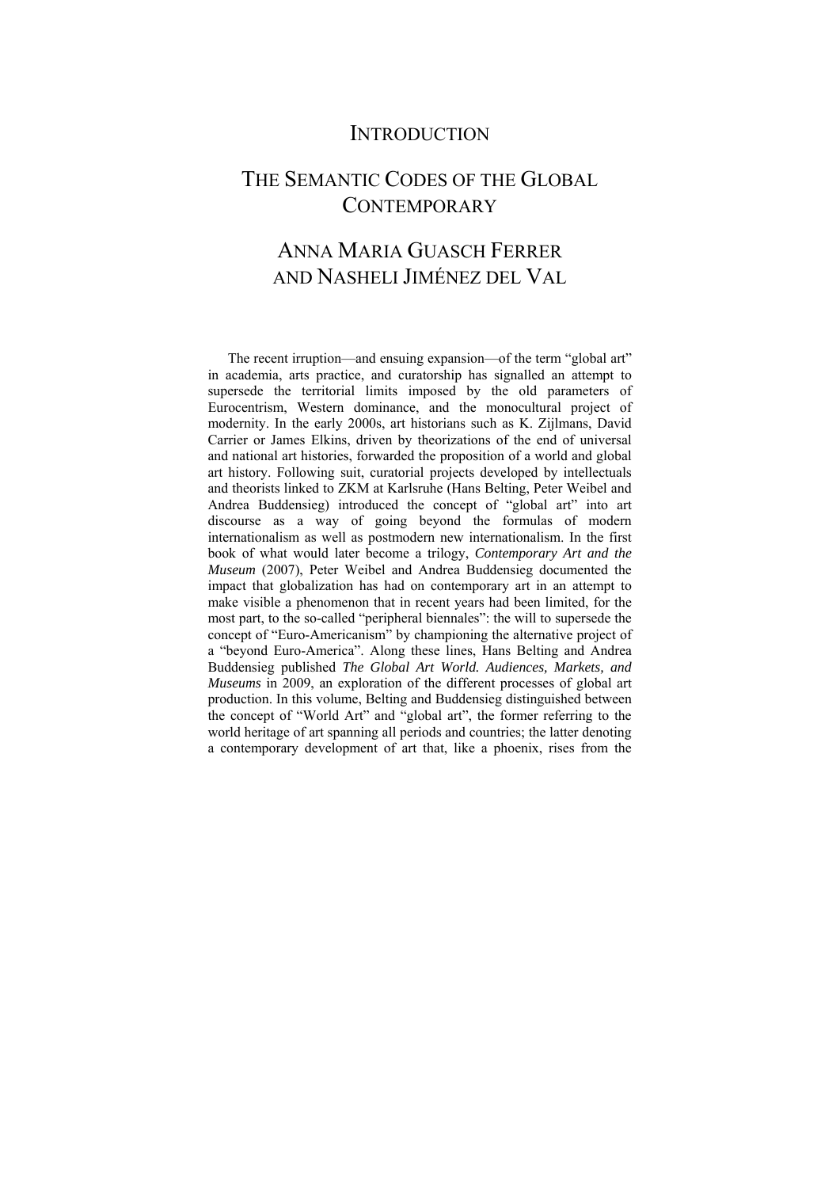# INTRODUCTION

## THE SEMANTIC CODES OF THE GLOBAL CONTEMPORARY

### ANNA MARIA GUASCH FERRER AND NASHELI JIMÉNEZ DEL VAL

The recent irruption—and ensuing expansion—of the term "global art" in academia, arts practice, and curatorship has signalled an attempt to supersede the territorial limits imposed by the old parameters of Eurocentrism, Western dominance, and the monocultural project of modernity. In the early 2000s, art historians such as K. Zijlmans, David Carrier or James Elkins, driven by theorizations of the end of universal and national art histories, forwarded the proposition of a world and global art history. Following suit, curatorial projects developed by intellectuals and theorists linked to ZKM at Karlsruhe (Hans Belting, Peter Weibel and Andrea Buddensieg) introduced the concept of "global art" into art discourse as a way of going beyond the formulas of modern internationalism as well as postmodern new internationalism. In the first book of what would later become a trilogy, *Contemporary Art and the Museum* (2007), Peter Weibel and Andrea Buddensieg documented the impact that globalization has had on contemporary art in an attempt to make visible a phenomenon that in recent years had been limited, for the most part, to the so-called "peripheral biennales": the will to supersede the concept of "Euro-Americanism" by championing the alternative project of a "beyond Euro-America". Along these lines, Hans Belting and Andrea Buddensieg published *The Global Art World. Audiences, Markets, and Museums* in 2009, an exploration of the different processes of global art production. In this volume, Belting and Buddensieg distinguished between the concept of "World Art" and "global art", the former referring to the world heritage of art spanning all periods and countries; the latter denoting a contemporary development of art that, like a phoenix, rises from the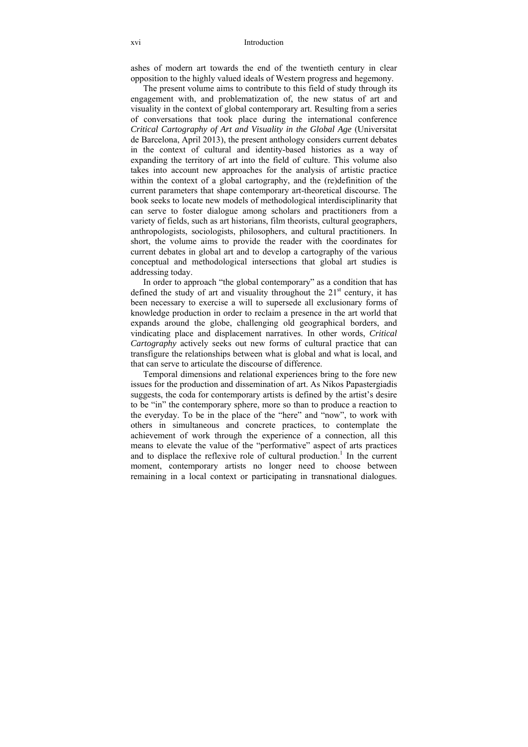ashes of modern art towards the end of the twentieth century in clear opposition to the highly valued ideals of Western progress and hegemony.

The present volume aims to contribute to this field of study through its engagement with, and problematization of, the new status of art and visuality in the context of global contemporary art. Resulting from a series of conversations that took place during the international conference *Critical Cartography of Art and Visuality in the Global Age* (Universitat de Barcelona, April 2013), the present anthology considers current debates in the context of cultural and identity-based histories as a way of expanding the territory of art into the field of culture. This volume also takes into account new approaches for the analysis of artistic practice within the context of a global cartography, and the (re)definition of the current parameters that shape contemporary art-theoretical discourse. The book seeks to locate new models of methodological interdisciplinarity that can serve to foster dialogue among scholars and practitioners from a variety of fields, such as art historians, film theorists, cultural geographers, anthropologists, sociologists, philosophers, and cultural practitioners. In short, the volume aims to provide the reader with the coordinates for current debates in global art and to develop a cartography of the various conceptual and methodological intersections that global art studies is addressing today.

In order to approach "the global contemporary" as a condition that has defined the study of art and visuality throughout the 21st century, it has been necessary to exercise a will to supersede all exclusionary forms of knowledge production in order to reclaim a presence in the art world that expands around the globe, challenging old geographical borders, and vindicating place and displacement narratives. In other words, *Critical Cartography* actively seeks out new forms of cultural practice that can transfigure the relationships between what is global and what is local, and that can serve to articulate the discourse of difference.

Temporal dimensions and relational experiences bring to the fore new issues for the production and dissemination of art. As Nikos Papastergiadis suggests, the coda for contemporary artists is defined by the artist's desire to be "in" the contemporary sphere, more so than to produce a reaction to the everyday. To be in the place of the "here" and "now", to work with others in simultaneous and concrete practices, to contemplate the achievement of work through the experience of a connection, all this means to elevate the value of the "performative" aspect of arts practices and to displace the reflexive role of cultural production.[1] In the current moment, contemporary artists no longer need to choose between remaining in a local context or participating in transnational dialogues.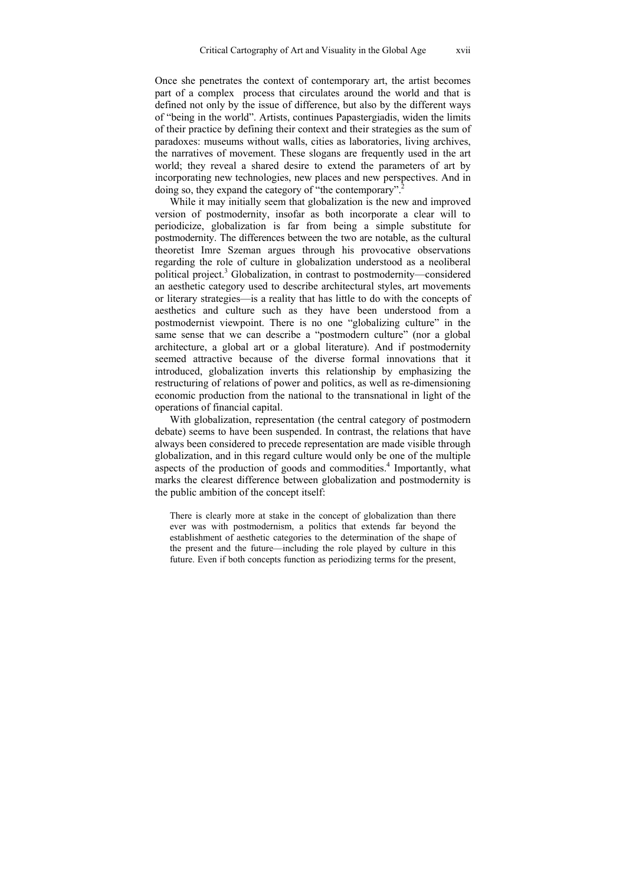Once she penetrates the context of contemporary art, the artist becomes part of a complex process that circulates around the world and that is defined not only by the issue of difference, but also by the different ways of "being in the world". Artists, continues Papastergiadis, widen the limits of their practice by defining their context and their strategies as the sum of paradoxes: museums without walls, cities as laboratories, living archives, the narratives of movement. These slogans are frequently used in the art world; they reveal a shared desire to extend the parameters of art by incorporating new technologies, new places and new perspectives. And in doing so, they expand the category of "the contemporary".[2]

While it may initially seem that globalization is the new and improved version of postmodernity, insofar as both incorporate a clear will to periodicize, globalization is far from being a simple substitute for postmodernity. The differences between the two are notable, as the cultural theoretist Imre Szeman argues through his provocative observations regarding the role of culture in globalization understood as a neoliberal political project.[3] Globalization, in contrast to postmodernity—considered an aesthetic category used to describe architectural styles, art movements or literary strategies—is a reality that has little to do with the concepts of aesthetics and culture such as they have been understood from a postmodernist viewpoint. There is no one "globalizing culture" in the same sense that we can describe a "postmodern culture" (nor a global architecture, a global art or a global literature). And if postmodernity seemed attractive because of the diverse formal innovations that it introduced, globalization inverts this relationship by emphasizing the restructuring of relations of power and politics, as well as re-dimensioning economic production from the national to the transnational in light of the operations of financial capital.

With globalization, representation (the central category of postmodern debate) seems to have been suspended. In contrast, the relations that have always been considered to precede representation are made visible through globalization, and in this regard culture would only be one of the multiple aspects of the production of goods and commodities.[4] Importantly, what marks the clearest difference between globalization and postmodernity is the public ambition of the concept itself:

> There is clearly more at stake in the concept of globalization than there ever was with postmodernism, a politics that extends far beyond the establishment of aesthetic categories to the determination of the shape of the present and the future—including the role played by culture in this future. Even if both concepts function as periodizing terms for the present,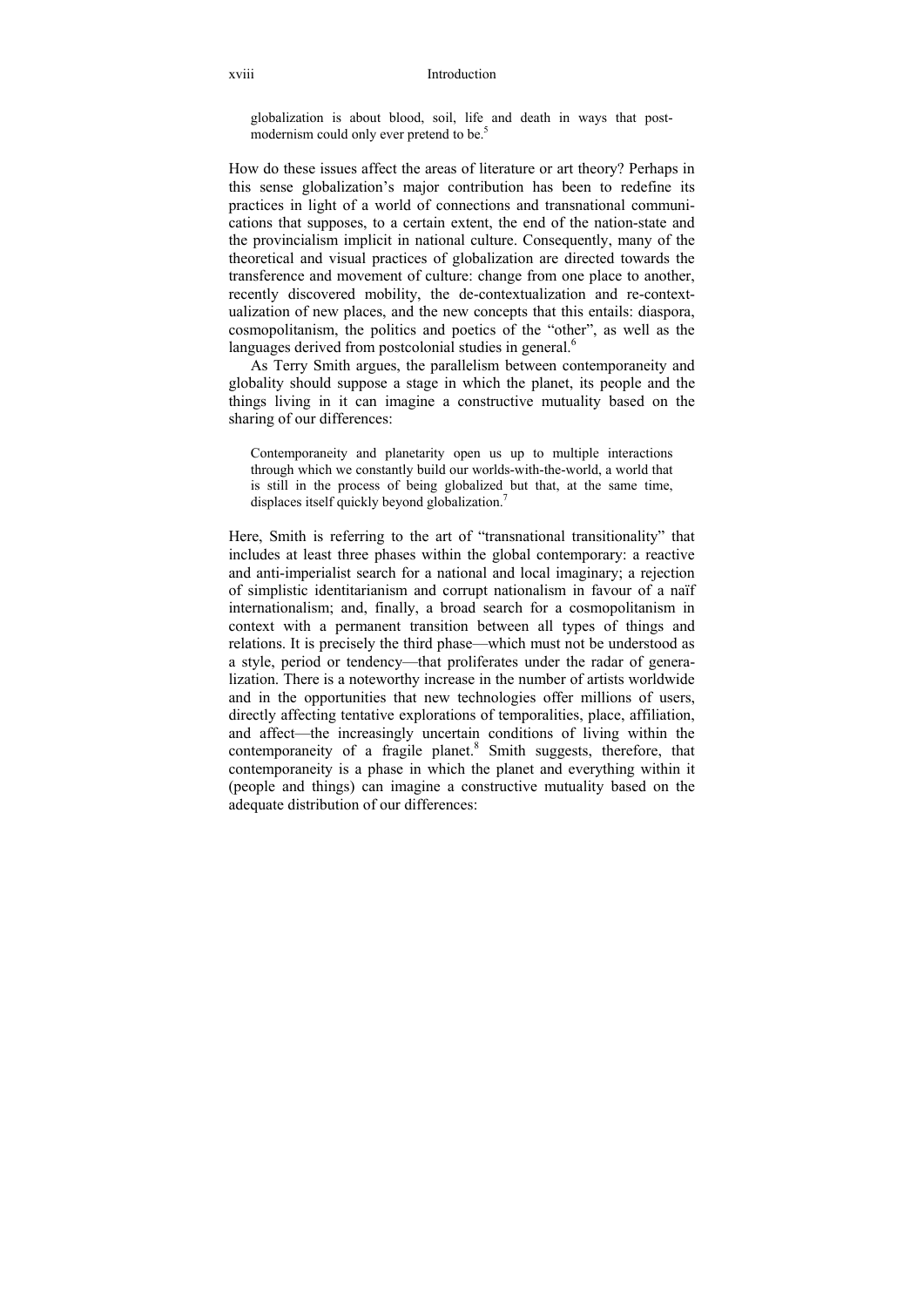> globalization is about blood, soil, life and death in ways that post-modernism could only ever pretend to be.[5]

How do these issues affect the areas of literature or art theory? Perhaps in this sense globalization's major contribution has been to redefine its practices in light of a world of connections and transnational communications that supposes, to a certain extent, the end of the nation-state and the provincialism implicit in national culture. Consequently, many of the theoretical and visual practices of globalization are directed towards the transference and movement of culture: change from one place to another, recently discovered mobility, the de-contextualization and re-contextualization of new places, and the new concepts that this entails: diaspora, cosmopolitanism, the politics and poetics of the "other", as well as the languages derived from postcolonial studies in general.[6]

As Terry Smith argues, the parallelism between contemporaneity and globality should suppose a stage in which the planet, its people and the things living in it can imagine a constructive mutuality based on the sharing of our differences:

> Contemporaneity and planetarity open us up to multiple interactions through which we constantly build our worlds-with-the-world, a world that is still in the process of being globalized but that, at the same time, displaces itself quickly beyond globalization.[7]

Here, Smith is referring to the art of "transnational transitionality" that includes at least three phases within the global contemporary: a reactive and anti-imperialist search for a national and local imaginary; a rejection of simplistic identitarianism and corrupt nationalism in favour of a naïf internationalism; and, finally, a broad search for a cosmopolitanism in context with a permanent transition between all types of things and relations. It is precisely the third phase—which must not be understood as a style, period or tendency—that proliferates under the radar of generalization. There is a noteworthy increase in the number of artists worldwide and in the opportunities that new technologies offer millions of users, directly affecting tentative explorations of temporalities, place, affiliation, and affect—the increasingly uncertain conditions of living within the contemporaneity of a fragile planet.[8] Smith suggests, therefore, that contemporaneity is a phase in which the planet and everything within it (people and things) can imagine a constructive mutuality based on the adequate distribution of our differences: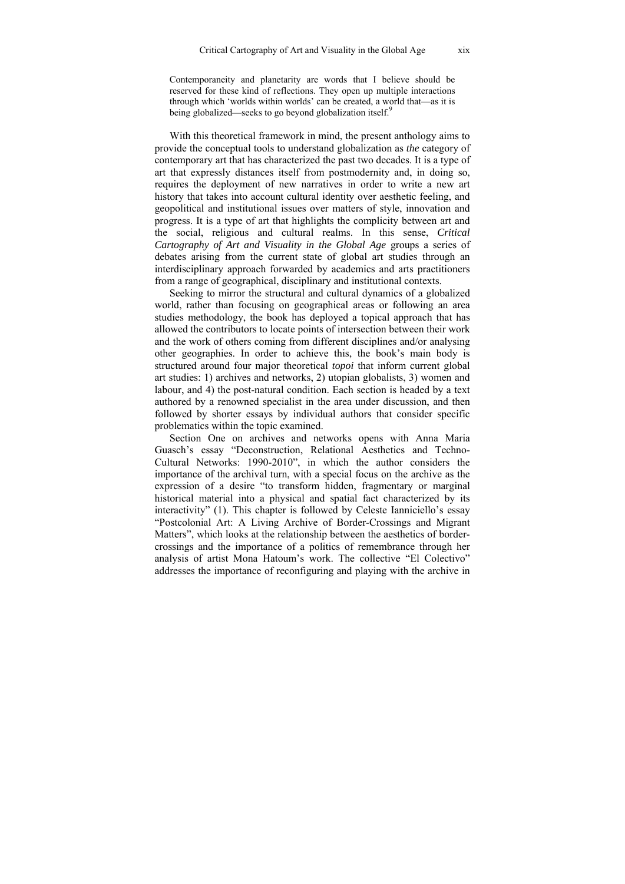> Contemporaneity and planetarity are words that I believe should be reserved for these kind of reflections. They open up multiple interactions through which 'worlds within worlds' can be created, a world that—as it is being globalized—seeks to go beyond globalization itself.[9]

With this theoretical framework in mind, the present anthology aims to provide the conceptual tools to understand globalization as *the* category of contemporary art that has characterized the past two decades. It is a type of art that expressly distances itself from postmodernity and, in doing so, requires the deployment of new narratives in order to write a new art history that takes into account cultural identity over aesthetic feeling, and geopolitical and institutional issues over matters of style, innovation and progress. It is a type of art that highlights the complicity between art and the social, religious and cultural realms. In this sense, *Critical Cartography of Art and Visuality in the Global Age* groups a series of debates arising from the current state of global art studies through an interdisciplinary approach forwarded by academics and arts practitioners from a range of geographical, disciplinary and institutional contexts.

Seeking to mirror the structural and cultural dynamics of a globalized world, rather than focusing on geographical areas or following an area studies methodology, the book has deployed a topical approach that has allowed the contributors to locate points of intersection between their work and the work of others coming from different disciplines and/or analysing other geographies. In order to achieve this, the book's main body is structured around four major theoretical *topoi* that inform current global art studies: 1) archives and networks, 2) utopian globalists, 3) women and labour, and 4) the post-natural condition. Each section is headed by a text authored by a renowned specialist in the area under discussion, and then followed by shorter essays by individual authors that consider specific problematics within the topic examined.

Section One on archives and networks opens with Anna Maria Guasch's essay "Deconstruction, Relational Aesthetics and Techno-Cultural Networks: 1990-2010", in which the author considers the importance of the archival turn, with a special focus on the archive as the expression of a desire "to transform hidden, fragmentary or marginal historical material into a physical and spatial fact characterized by its interactivity" (1). This chapter is followed by Celeste Ianniciello's essay "Postcolonial Art: A Living Archive of Border-Crossings and Migrant Matters", which looks at the relationship between the aesthetics of border-crossings and the importance of a politics of remembrance through her analysis of artist Mona Hatoum's work. The collective "El Colectivo" addresses the importance of reconfiguring and playing with the archive in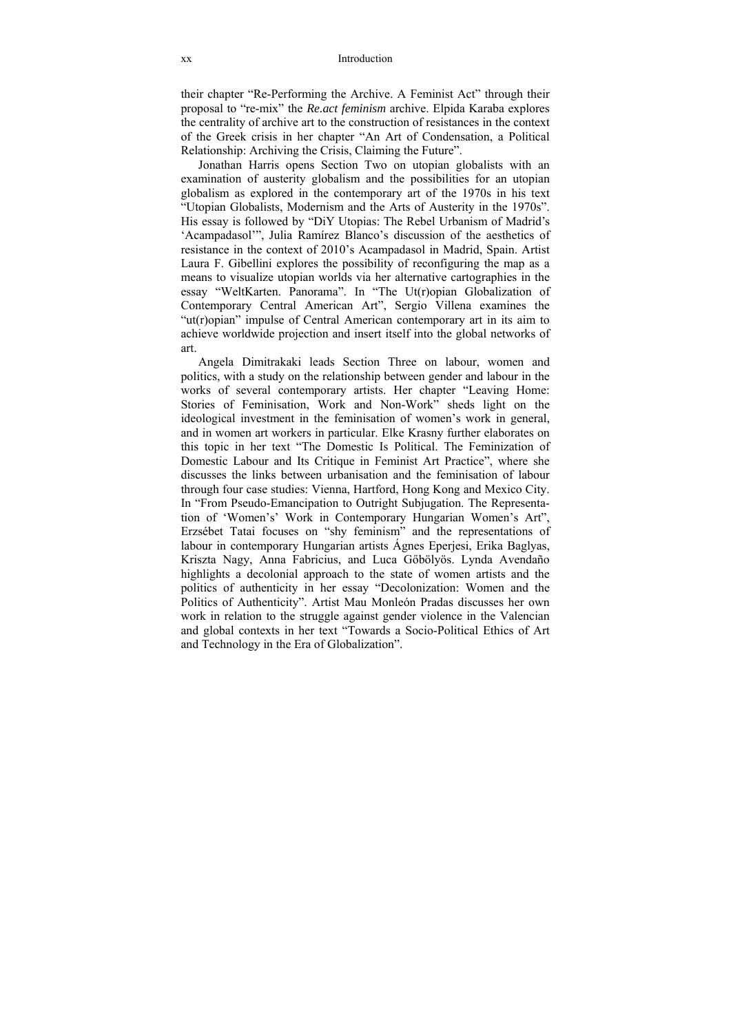their chapter “Re-Performing the Archive. A Feminist Act” through their proposal to “re-mix” the *Re.act feminism* archive. Elpida Karaba explores the centrality of archive art to the construction of resistances in the context of the Greek crisis in her chapter “An Art of Condensation, a Political Relationship: Archiving the Crisis, Claiming the Future”.

Jonathan Harris opens Section Two on utopian globalists with an examination of austerity globalism and the possibilities for an utopian globalism as explored in the contemporary art of the 1970s in his text “Utopian Globalists, Modernism and the Arts of Austerity in the 1970s”. His essay is followed by “DiY Utopias: The Rebel Urbanism of Madrid’s ‘Acampadasol’”, Julia Ramírez Blanco’s discussion of the aesthetics of resistance in the context of 2010’s Acampadasol in Madrid, Spain. Artist Laura F. Gibellini explores the possibility of reconfiguring the map as a means to visualize utopian worlds via her alternative cartographies in the essay “WeltKarten. Panorama”. In “The Ut(r)opian Globalization of Contemporary Central American Art”, Sergio Villena examines the “ut(r)opian” impulse of Central American contemporary art in its aim to achieve worldwide projection and insert itself into the global networks of art.

Angela Dimitrakaki leads Section Three on labour, women and politics, with a study on the relationship between gender and labour in the works of several contemporary artists. Her chapter “Leaving Home: Stories of Feminisation, Work and Non-Work” sheds light on the ideological investment in the feminisation of women’s work in general, and in women art workers in particular. Elke Krasny further elaborates on this topic in her text “The Domestic Is Political. The Feminization of Domestic Labour and Its Critique in Feminist Art Practice”, where she discusses the links between urbanisation and the feminisation of labour through four case studies: Vienna, Hartford, Hong Kong and Mexico City. In “From Pseudo-Emancipation to Outright Subjugation. The Representation of ‘Women’s’ Work in Contemporary Hungarian Women’s Art”, Erzsébet Tatai focuses on “shy feminism” and the representations of labour in contemporary Hungarian artists Ágnes Eperjesi, Erika Baglyas, Kriszta Nagy, Anna Fabricius, and Luca Gőbölyös. Lynda Avendaño highlights a decolonial approach to the state of women artists and the politics of authenticity in her essay “Decolonization: Women and the Politics of Authenticity”. Artist Mau Monleón Pradas discusses her own work in relation to the struggle against gender violence in the Valencian and global contexts in her text “Towards a Socio-Political Ethics of Art and Technology in the Era of Globalization”.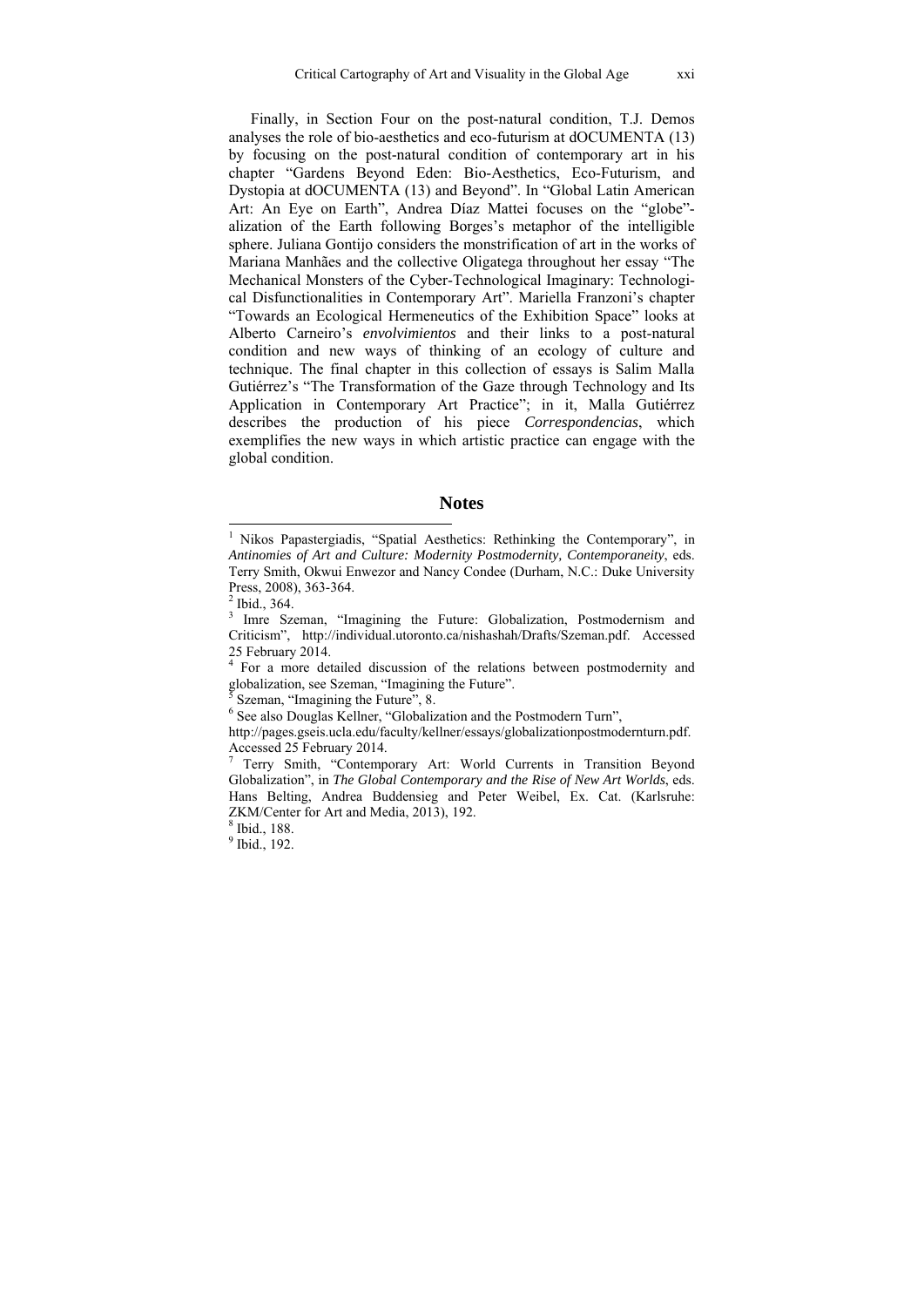Finally, in Section Four on the post-natural condition, T.J. Demos analyses the role of bio-aesthetics and eco-futurism at dOCUMENTA (13) by focusing on the post-natural condition of contemporary art in his chapter "Gardens Beyond Eden: Bio-Aesthetics, Eco-Futurism, and Dystopia at dOCUMENTA (13) and Beyond". In "Global Latin American Art: An Eye on Earth", Andrea Díaz Mattei focuses on the "globe"-alization of the Earth following Borges's metaphor of the intelligible sphere. Juliana Gontijo considers the monstrification of art in the works of Mariana Manhães and the collective Oligatega throughout her essay "The Mechanical Monsters of the Cyber-Technological Imaginary: Technological Disfunctionalities in Contemporary Art". Mariella Franzoni's chapter "Towards an Ecological Hermeneutics of the Exhibition Space" looks at Alberto Carneiro's *envolvimientos* and their links to a post-natural condition and new ways of thinking of an ecology of culture and technique. The final chapter in this collection of essays is Salim Malla Gutiérrez's "The Transformation of the Gaze through Technology and Its Application in Contemporary Art Practice"; in it, Malla Gutiérrez describes the production of his piece *Correspondencias*, which exemplifies the new ways in which artistic practice can engage with the global condition.

## Notes

[1] Nikos Papastergiadis, "Spatial Aesthetics: Rethinking the Contemporary", in *Antinomies of Art and Culture: Modernity Postmodernity, Contemporaneity*, eds. Terry Smith, Okwui Enwezor and Nancy Condee (Durham, N.C.: Duke University Press, 2008), 363-364.

[2] Ibid., 364.

[3] Imre Szeman, "Imagining the Future: Globalization, Postmodernism and Criticism", http://individual.utoronto.ca/nishashah/Drafts/Szeman.pdf. Accessed 25 February 2014.

[4] For a more detailed discussion of the relations between postmodernity and globalization, see Szeman, "Imagining the Future".

[5] Szeman, "Imagining the Future", 8.

[6] See also Douglas Kellner, "Globalization and the Postmodern Turn", http://pages.gseis.ucla.edu/faculty/kellner/essays/globalizationpostmodernturn.pdf. Accessed 25 February 2014.

[7] Terry Smith, "Contemporary Art: World Currents in Transition Beyond Globalization", in *The Global Contemporary and the Rise of New Art Worlds*, eds. Hans Belting, Andrea Buddensieg and Peter Weibel, Ex. Cat. (Karlsruhe: ZKM/Center for Art and Media, 2013), 192.

[8] Ibid., 188.

[9] Ibid., 192.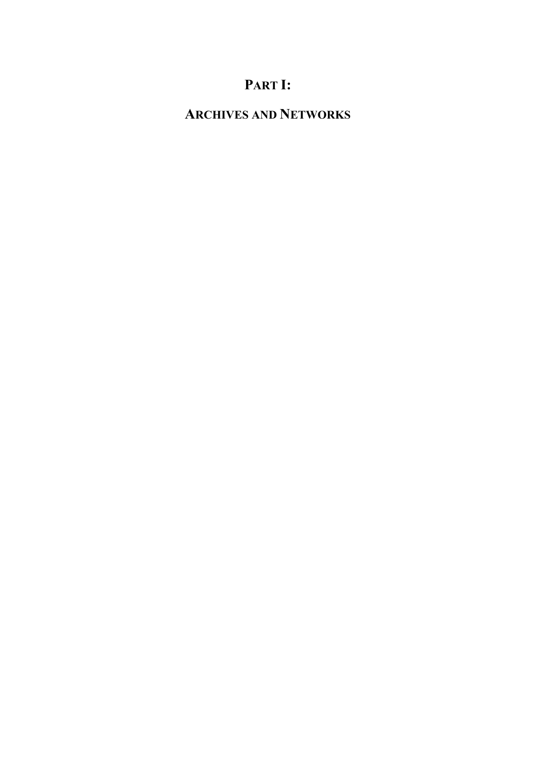# PART I:

# ARCHIVES AND NETWORKS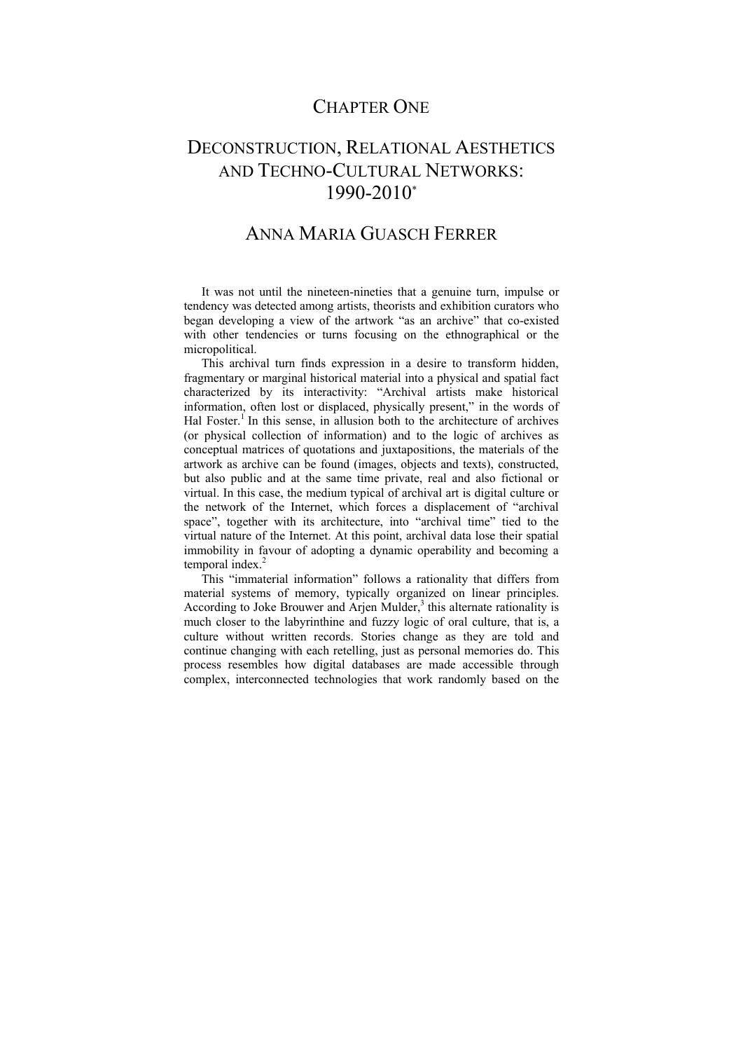# CHAPTER ONE

# DECONSTRUCTION, RELATIONAL AESTHETICS AND TECHNO-CULTURAL NETWORKS: 1990-2010*

## ANNA MARIA GUASCH FERRER

It was not until the nineteen-nineties that a genuine turn, impulse or tendency was detected among artists, theorists and exhibition curators who began developing a view of the artwork "as an archive" that co-existed with other tendencies or turns focusing on the ethnographical or the micropolitical.

This archival turn finds expression in a desire to transform hidden, fragmentary or marginal historical material into a physical and spatial fact characterized by its interactivity: "Archival artists make historical information, often lost or displaced, physically present," in the words of Hal Foster.[1] In this sense, in allusion both to the architecture of archives (or physical collection of information) and to the logic of archives as conceptual matrices of quotations and juxtapositions, the materials of the artwork as archive can be found (images, objects and texts), constructed, but also public and at the same time private, real and also fictional or virtual. In this case, the medium typical of archival art is digital culture or the network of the Internet, which forces a displacement of "archival space", together with its architecture, into "archival time" tied to the virtual nature of the Internet. At this point, archival data lose their spatial immobility in favour of adopting a dynamic operability and becoming a temporal index.[2]

This "immaterial information" follows a rationality that differs from material systems of memory, typically organized on linear principles. According to Joke Brouwer and Arjen Mulder,[3] this alternate rationality is much closer to the labyrinthine and fuzzy logic of oral culture, that is, a culture without written records. Stories change as they are told and continue changing with each retelling, just as personal memories do. This process resembles how digital databases are made accessible through complex, interconnected technologies that work randomly based on the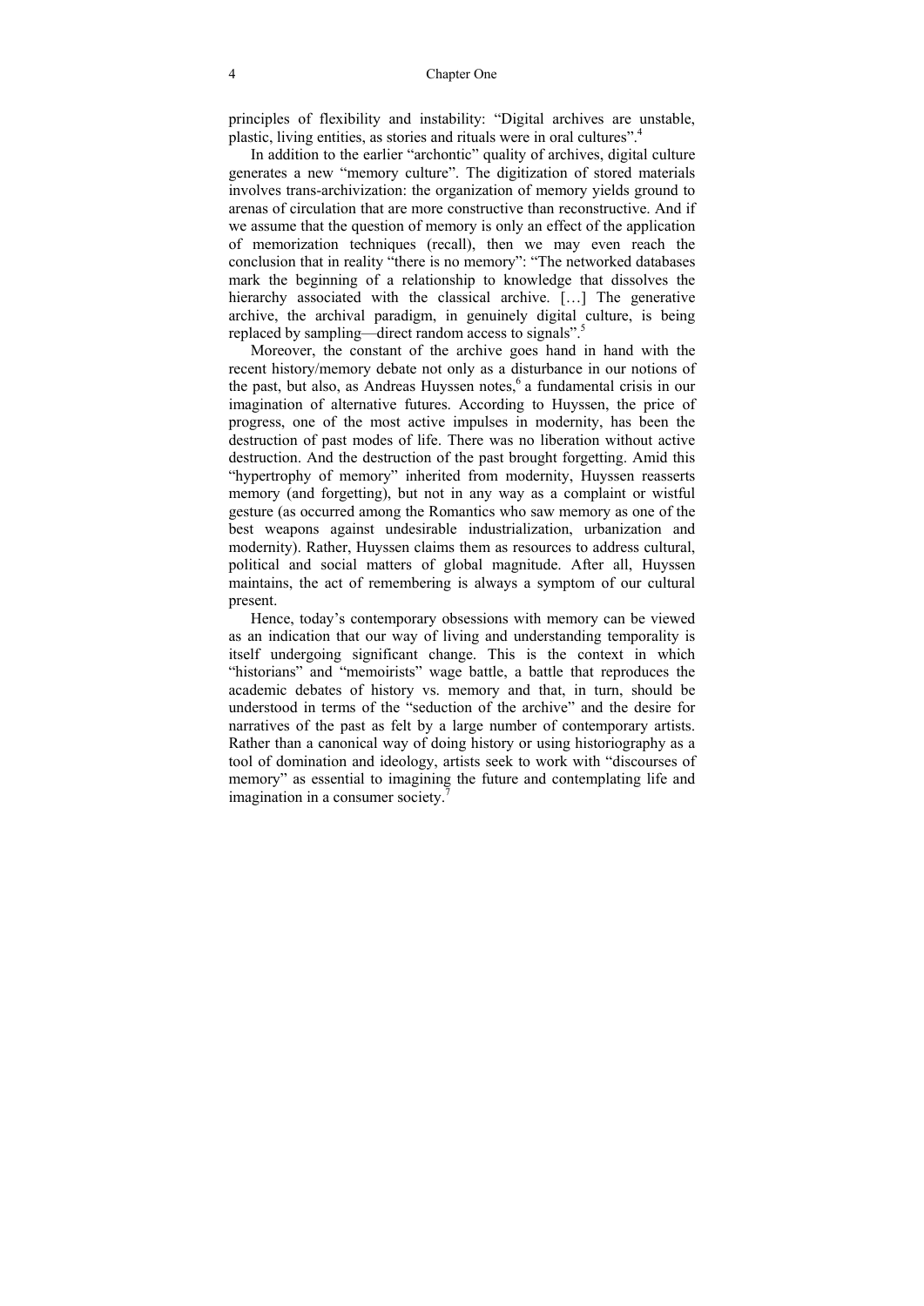principles of flexibility and instability: "Digital archives are unstable, plastic, living entities, as stories and rituals were in oral cultures".[4]

In addition to the earlier "archontic" quality of archives, digital culture generates a new "memory culture". The digitization of stored materials involves trans-archivization: the organization of memory yields ground to arenas of circulation that are more constructive than reconstructive. And if we assume that the question of memory is only an effect of the application of memorization techniques (recall), then we may even reach the conclusion that in reality "there is no memory": "The networked databases mark the beginning of a relationship to knowledge that dissolves the hierarchy associated with the classical archive. […] The generative archive, the archival paradigm, in genuinely digital culture, is being replaced by sampling—direct random access to signals".[5]

Moreover, the constant of the archive goes hand in hand with the recent history/memory debate not only as a disturbance in our notions of the past, but also, as Andreas Huyssen notes,[6] a fundamental crisis in our imagination of alternative futures. According to Huyssen, the price of progress, one of the most active impulses in modernity, has been the destruction of past modes of life. There was no liberation without active destruction. And the destruction of the past brought forgetting. Amid this "hypertrophy of memory" inherited from modernity, Huyssen reasserts memory (and forgetting), but not in any way as a complaint or wistful gesture (as occurred among the Romantics who saw memory as one of the best weapons against undesirable industrialization, urbanization and modernity). Rather, Huyssen claims them as resources to address cultural, political and social matters of global magnitude. After all, Huyssen maintains, the act of remembering is always a symptom of our cultural present.

Hence, today's contemporary obsessions with memory can be viewed as an indication that our way of living and understanding temporality is itself undergoing significant change. This is the context in which "historians" and "memoirists" wage battle, a battle that reproduces the academic debates of history vs. memory and that, in turn, should be understood in terms of the "seduction of the archive" and the desire for narratives of the past as felt by a large number of contemporary artists. Rather than a canonical way of doing history or using historiography as a tool of domination and ideology, artists seek to work with "discourses of memory" as essential to imagining the future and contemplating life and imagination in a consumer society.[7]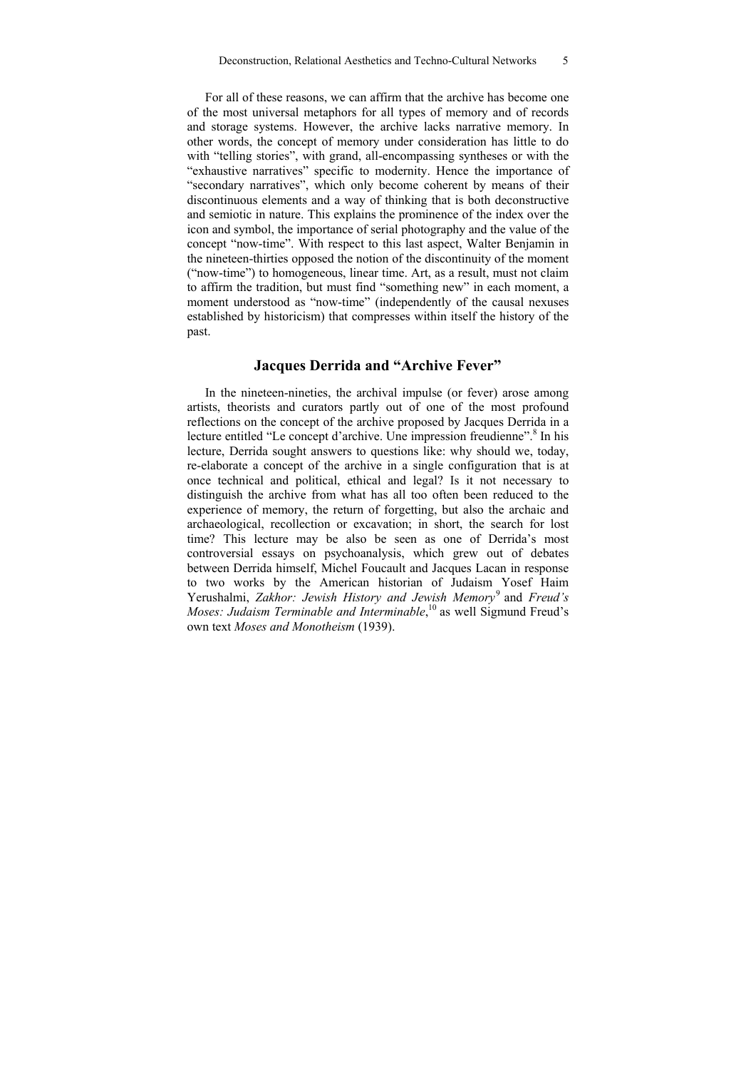For all of these reasons, we can affirm that the archive has become one of the most universal metaphors for all types of memory and of records and storage systems. However, the archive lacks narrative memory. In other words, the concept of memory under consideration has little to do with "telling stories", with grand, all-encompassing syntheses or with the "exhaustive narratives" specific to modernity. Hence the importance of "secondary narratives", which only become coherent by means of their discontinuous elements and a way of thinking that is both deconstructive and semiotic in nature. This explains the prominence of the index over the icon and symbol, the importance of serial photography and the value of the concept "now-time". With respect to this last aspect, Walter Benjamin in the nineteen-thirties opposed the notion of the discontinuity of the moment ("now-time") to homogeneous, linear time. Art, as a result, must not claim to affirm the tradition, but must find "something new" in each moment, a moment understood as "now-time" (independently of the causal nexuses established by historicism) that compresses within itself the history of the past.

## Jacques Derrida and "Archive Fever"

In the nineteen-nineties, the archival impulse (or fever) arose among artists, theorists and curators partly out of one of the most profound reflections on the concept of the archive proposed by Jacques Derrida in a lecture entitled "Le concept d'archive. Une impression freudienne".[8] In his lecture, Derrida sought answers to questions like: why should we, today, re-elaborate a concept of the archive in a single configuration that is at once technical and political, ethical and legal? Is it not necessary to distinguish the archive from what has all too often been reduced to the experience of memory, the return of forgetting, but also the archaic and archaeological, recollection or excavation; in short, the search for lost time? This lecture may be also be seen as one of Derrida's most controversial essays on psychoanalysis, which grew out of debates between Derrida himself, Michel Foucault and Jacques Lacan in response to two works by the American historian of Judaism Yosef Haim Yerushalmi, *Zakhor: Jewish History and Jewish Memory*[9] and *Freud's Moses: Judaism Terminable and Interminable*,[10] as well Sigmund Freud's own text *Moses and Monotheism* (1939).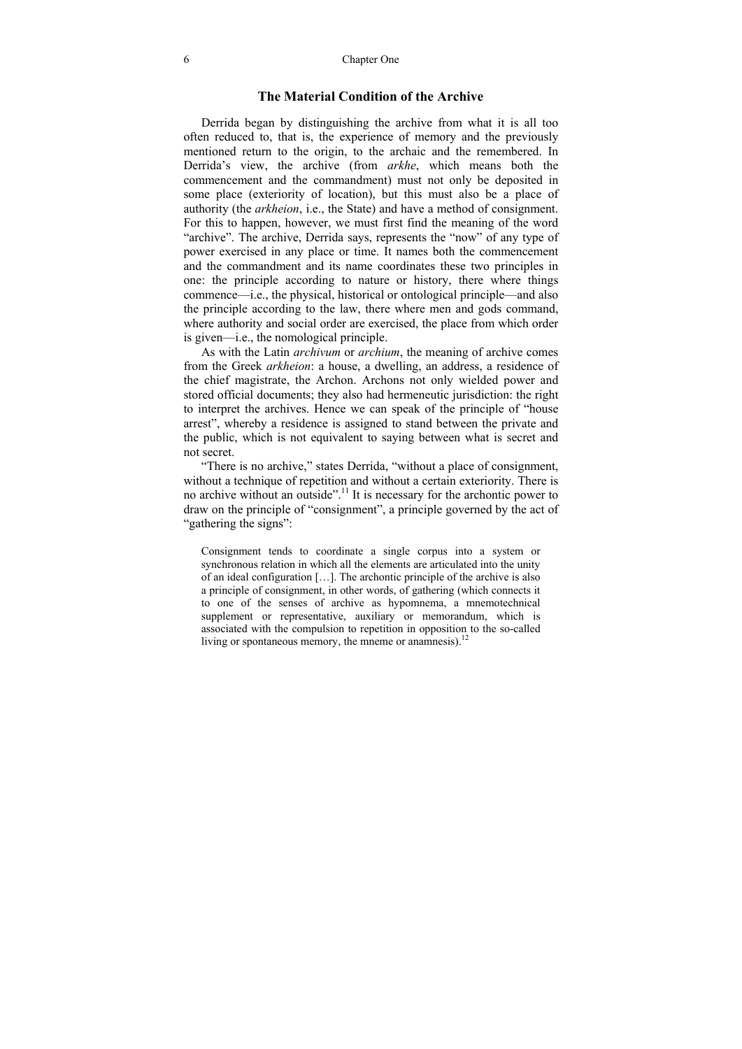## The Material Condition of the Archive

Derrida began by distinguishing the archive from what it is all too often reduced to, that is, the experience of memory and the previously mentioned return to the origin, to the archaic and the remembered. In Derrida's view, the archive (from *arkhe*, which means both the commencement and the commandment) must not only be deposited in some place (exteriority of location), but this must also be a place of authority (the *arkheion*, i.e., the State) and have a method of consignment. For this to happen, however, we must first find the meaning of the word "archive". The archive, Derrida says, represents the "now" of any type of power exercised in any place or time. It names both the commencement and the commandment and its name coordinates these two principles in one: the principle according to nature or history, there where things commence—i.e., the physical, historical or ontological principle—and also the principle according to the law, there where men and gods command, where authority and social order are exercised, the place from which order is given—i.e., the nomological principle.

As with the Latin *archivum* or *archium*, the meaning of archive comes from the Greek *arkheion*: a house, a dwelling, an address, a residence of the chief magistrate, the Archon. Archons not only wielded power and stored official documents; they also had hermeneutic jurisdiction: the right to interpret the archives. Hence we can speak of the principle of "house arrest", whereby a residence is assigned to stand between the private and the public, which is not equivalent to saying between what is secret and not secret.

"There is no archive," states Derrida, "without a place of consignment, without a technique of repetition and without a certain exteriority. There is no archive without an outside".[11] It is necessary for the archontic power to draw on the principle of "consignment", a principle governed by the act of "gathering the signs":

> Consignment tends to coordinate a single corpus into a system or synchronous relation in which all the elements are articulated into the unity of an ideal configuration […]. The archontic principle of the archive is also a principle of consignment, in other words, of gathering (which connects it to one of the senses of archive as hypomnema, a mnemotechnical supplement or representative, auxiliary or memorandum, which is associated with the compulsion to repetition in opposition to the so-called living or spontaneous memory, the mneme or anamnesis).[12]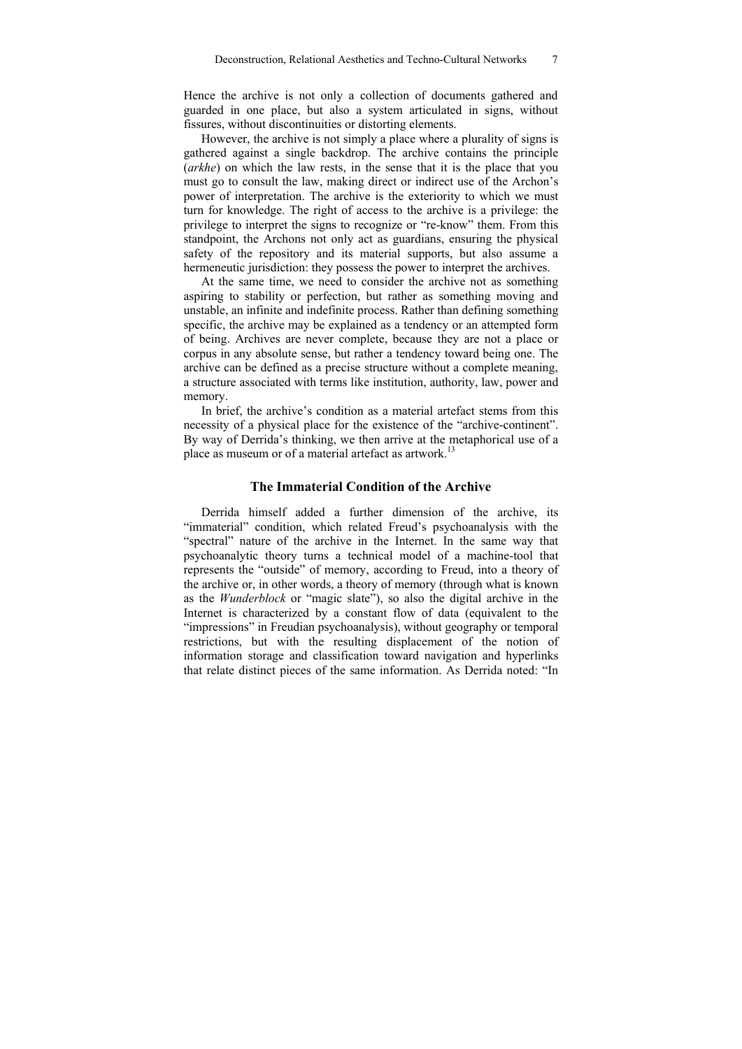Hence the archive is not only a collection of documents gathered and guarded in one place, but also a system articulated in signs, without fissures, without discontinuities or distorting elements.

However, the archive is not simply a place where a plurality of signs is gathered against a single backdrop. The archive contains the principle (*arkhe*) on which the law rests, in the sense that it is the place that you must go to consult the law, making direct or indirect use of the Archon's power of interpretation. The archive is the exteriority to which we must turn for knowledge. The right of access to the archive is a privilege: the privilege to interpret the signs to recognize or "re-know" them. From this standpoint, the Archons not only act as guardians, ensuring the physical safety of the repository and its material supports, but also assume a hermeneutic jurisdiction: they possess the power to interpret the archives.

At the same time, we need to consider the archive not as something aspiring to stability or perfection, but rather as something moving and unstable, an infinite and indefinite process. Rather than defining something specific, the archive may be explained as a tendency or an attempted form of being. Archives are never complete, because they are not a place or corpus in any absolute sense, but rather a tendency toward being one. The archive can be defined as a precise structure without a complete meaning, a structure associated with terms like institution, authority, law, power and memory.

In brief, the archive's condition as a material artefact stems from this necessity of a physical place for the existence of the "archive-continent". By way of Derrida's thinking, we then arrive at the metaphorical use of a place as museum or of a material artefact as artwork.[13]

## The Immaterial Condition of the Archive

Derrida himself added a further dimension of the archive, its "immaterial" condition, which related Freud's psychoanalysis with the "spectral" nature of the archive in the Internet. In the same way that psychoanalytic theory turns a technical model of a machine-tool that represents the "outside" of memory, according to Freud, into a theory of the archive or, in other words, a theory of memory (through what is known as the *Wunderblock* or "magic slate"), so also the digital archive in the Internet is characterized by a constant flow of data (equivalent to the "impressions" in Freudian psychoanalysis), without geography or temporal restrictions, but with the resulting displacement of the notion of information storage and classification toward navigation and hyperlinks that relate distinct pieces of the same information. As Derrida noted: "In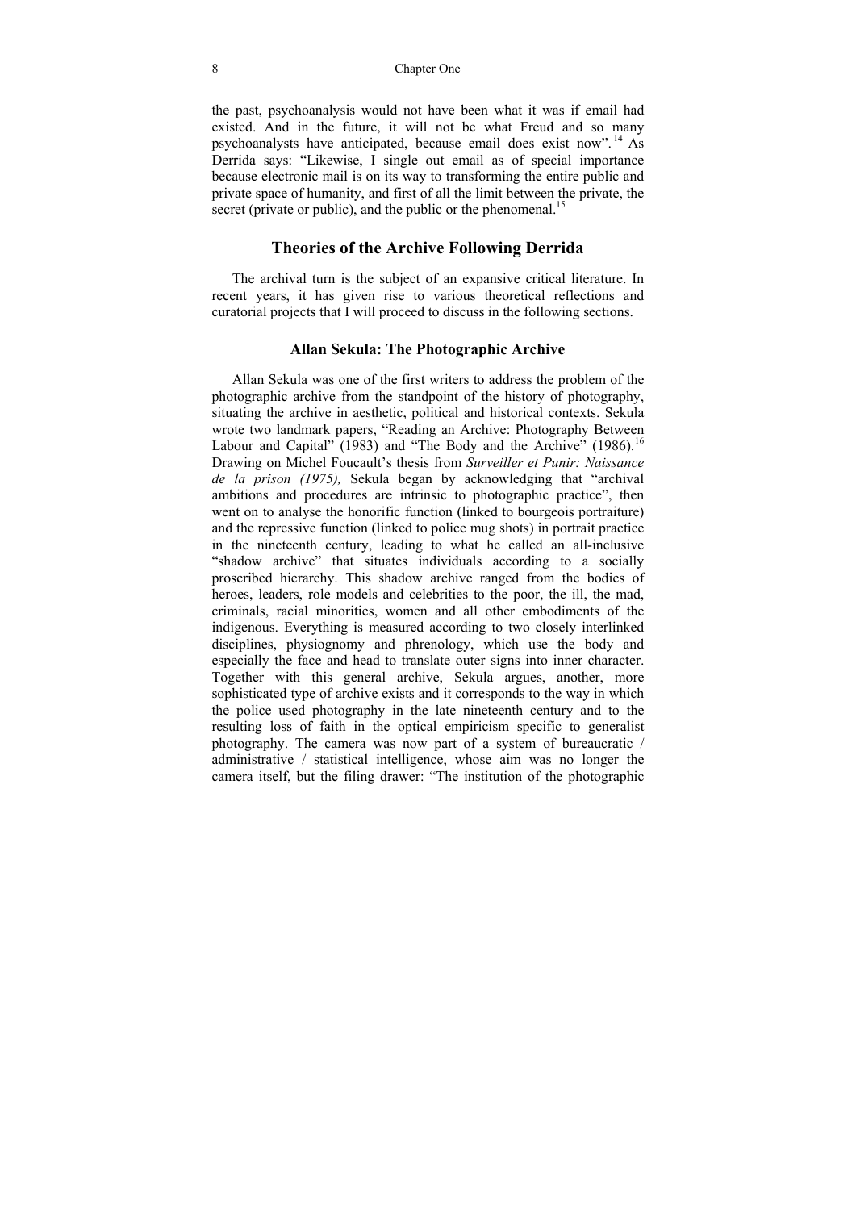the past, psychoanalysis would not have been what it was if email had existed. And in the future, it will not be what Freud and so many psychoanalysts have anticipated, because email does exist now".[14] As Derrida says: "Likewise, I single out email as of special importance because electronic mail is on its way to transforming the entire public and private space of humanity, and first of all the limit between the private, the secret (private or public), and the public or the phenomenal.[15]

## Theories of the Archive Following Derrida

The archival turn is the subject of an expansive critical literature. In recent years, it has given rise to various theoretical reflections and curatorial projects that I will proceed to discuss in the following sections.

### Allan Sekula: The Photographic Archive

Allan Sekula was one of the first writers to address the problem of the photographic archive from the standpoint of the history of photography, situating the archive in aesthetic, political and historical contexts. Sekula wrote two landmark papers, "Reading an Archive: Photography Between Labour and Capital" (1983) and "The Body and the Archive" (1986).[16] Drawing on Michel Foucault's thesis from *Surveiller et Punir: Naissance de la prison (1975),* Sekula began by acknowledging that "archival ambitions and procedures are intrinsic to photographic practice", then went on to analyse the honorific function (linked to bourgeois portraiture) and the repressive function (linked to police mug shots) in portrait practice in the nineteenth century, leading to what he called an all-inclusive "shadow archive" that situates individuals according to a socially proscribed hierarchy. This shadow archive ranged from the bodies of heroes, leaders, role models and celebrities to the poor, the ill, the mad, criminals, racial minorities, women and all other embodiments of the indigenous. Everything is measured according to two closely interlinked disciplines, physiognomy and phrenology, which use the body and especially the face and head to translate outer signs into inner character. Together with this general archive, Sekula argues, another, more sophisticated type of archive exists and it corresponds to the way in which the police used photography in the late nineteenth century and to the resulting loss of faith in the optical empiricism specific to generalist photography. The camera was now part of a system of bureaucratic / administrative / statistical intelligence, whose aim was no longer the camera itself, but the filing drawer: "The institution of the photographic